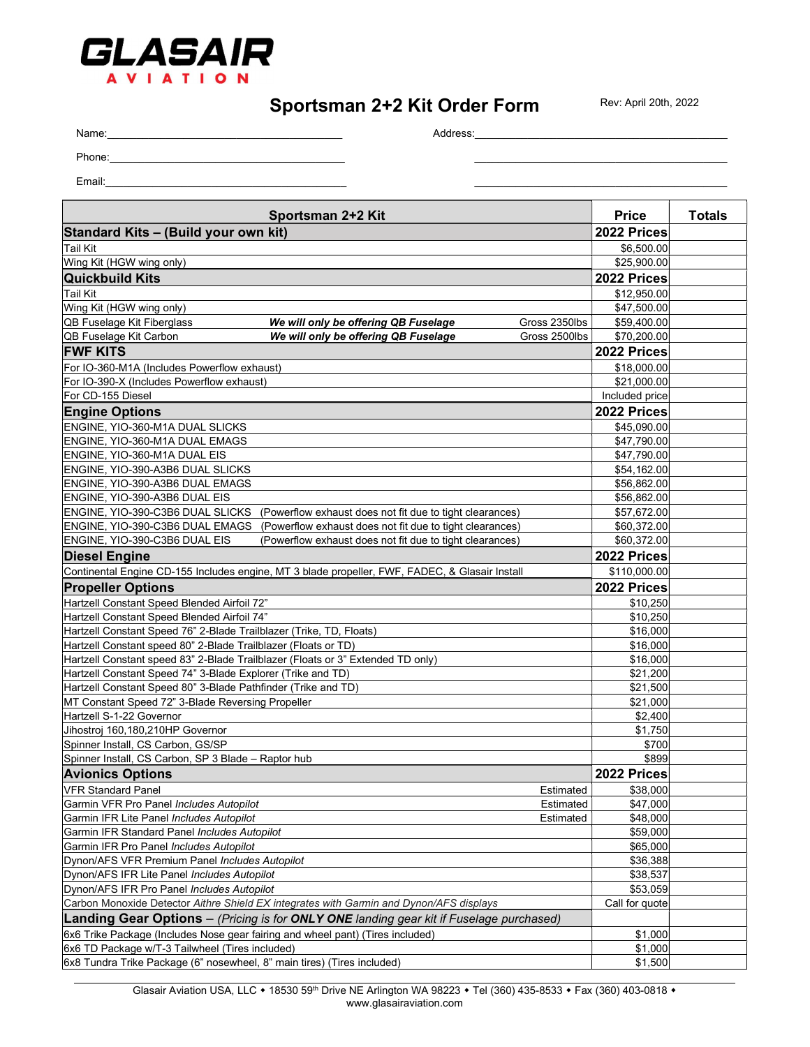# GLASAIR AVIATION

## Sportsman 2+2 Kit Order Form

Rev: April 20th, 2022

Name:\_\_\_\_\_\_\_\_\_\_\_\_\_\_\_\_\_\_\_\_\_\_\_\_\_\_\_\_\_\_\_\_\_\_\_\_\_\_\_\_ Address:\_\_\_\_\_\_\_\_\_\_\_\_\_\_\_\_\_\_\_\_\_\_\_\_\_\_\_\_\_\_\_\_\_\_\_\_\_\_\_\_

Phone:\_\_\_\_\_\_\_\_\_\_\_\_\_\_\_\_\_\_\_\_\_\_\_\_\_\_\_\_\_\_\_\_\_\_\_\_\_\_\_\_

Email:\_\_\_\_\_\_\_\_\_\_\_\_\_\_\_\_\_\_\_\_\_\_\_\_\_\_\_\_\_\_\_\_\_\_\_\_\_\_\_\_

| Sportsman 2+2 Kit | | | Price | Totals |
|---|---|---|---|---|
| **Standard Kits – (Build your own kit)** | | | **2022 Prices** | |
| Tail Kit | | | $6,500.00 | |
| Wing Kit (HGW wing only) | | | $25,900.00 | |
| **Quickbuild Kits** | | | **2022 Prices** | |
| Tail Kit | | | $12,950.00 | |
| Wing Kit (HGW wing only) | | | $47,500.00 | |
| QB Fuselage Kit Fiberglass | ***We will only be offering QB Fuselage*** | Gross 2350lbs | $59,400.00 | |
| QB Fuselage Kit Carbon | ***We will only be offering QB Fuselage*** | Gross 2500lbs | $70,200.00 | |
| **FWF KITS** | | | **2022 Prices** | |
| For IO-360-M1A (Includes Powerflow exhaust) | | | $18,000.00 | |
| For IO-390-X (Includes Powerflow exhaust) | | | $21,000.00 | |
| For CD-155 Diesel | | | Included price | |
| **Engine Options** | | | **2022 Prices** | |
| ENGINE, YIO-360-M1A DUAL SLICKS | | | $45,090.00 | |
| ENGINE, YIO-360-M1A DUAL EMAGS | | | $47,790.00 | |
| ENGINE, YIO-360-M1A DUAL EIS | | | $47,790.00 | |
| ENGINE, YIO-390-A3B6 DUAL SLICKS | | | $54,162.00 | |
| ENGINE, YIO-390-A3B6 DUAL EMAGS | | | $56,862.00 | |
| ENGINE, YIO-390-A3B6 DUAL EIS | | | $56,862.00 | |
| ENGINE, YIO-390-C3B6 DUAL SLICKS | (Powerflow exhaust does not fit due to tight clearances) | | $57,672.00 | |
| ENGINE, YIO-390-C3B6 DUAL EMAGS | (Powerflow exhaust does not fit due to tight clearances) | | $60,372.00 | |
| ENGINE, YIO-390-C3B6 DUAL EIS | (Powerflow exhaust does not fit due to tight clearances) | | $60,372.00 | |
| **Diesel Engine** | | | **2022 Prices** | |
| Continental Engine CD-155 Includes engine, MT 3 blade propeller, FWF, FADEC, & Glasair Install | | | $110,000.00 | |
| **Propeller Options** | | | **2022 Prices** | |
| Hartzell Constant Speed Blended Airfoil 72" | | | $10,250 | |
| Hartzell Constant Speed Blended Airfoil 74" | | | $10,250 | |
| Hartzell Constant Speed 76" 2-Blade Trailblazer (Trike, TD, Floats) | | | $16,000 | |
| Hartzell Constant speed 80" 2-Blade Trailblazer (Floats or TD) | | | $16,000 | |
| Hartzell Constant speed 83" 2-Blade Trailblazer (Floats or 3" Extended TD only) | | | $16,000 | |
| Hartzell Constant Speed 74" 3-Blade Explorer (Trike and TD) | | | $21,200 | |
| Hartzell Constant Speed 80" 3-Blade Pathfinder (Trike and TD) | | | $21,500 | |
| MT Constant Speed 72" 3-Blade Reversing Propeller | | | $21,000 | |
| Hartzell S-1-22 Governor | | | $2,400 | |
| Jihostroj 160,180,210HP Governor | | | $1,750 | |
| Spinner Install, CS Carbon, GS/SP | | | $700 | |
| Spinner Install, CS Carbon, SP 3 Blade – Raptor hub | | | $899 | |
| **Avionics Options** | | | **2022 Prices** | |
| VFR Standard Panel | | Estimated | $38,000 | |
| Garmin VFR Pro Panel *Includes Autopilot* | | Estimated | $47,000 | |
| Garmin IFR Lite Panel *Includes Autopilot* | | Estimated | $48,000 | |
| Garmin IFR Standard Panel *Includes Autopilot* | | | $59,000 | |
| Garmin IFR Pro Panel *Includes Autopilot* | | | $65,000 | |
| Dynon/AFS VFR Premium Panel *Includes Autopilot* | | | $36,388 | |
| Dynon/AFS IFR Lite Panel *Includes Autopilot* | | | $38,537 | |
| Dynon/AFS IFR Pro Panel *Includes Autopilot* | | | $53,059 | |
| Carbon Monoxide Detector *Aithre Shield EX integrates with Garmin and Dynon/AFS displays* | | | Call for quote | |
| **Landing Gear Options** – *(Pricing is for **ONLY ONE** landing gear kit if Fuselage purchased)* | | | | |
| 6x6 Trike Package (Includes Nose gear fairing and wheel pant) (Tires included) | | | $1,000 | |
| 6x6 TD Package w/T-3 Tailwheel (Tires included) | | | $1,000 | |
| 6x8 Tundra Trike Package (6" nosewheel, 8" main tires) (Tires included) | | | $1,500 | |

Glasair Aviation USA, LLC • 18530 59th Drive NE Arlington WA 98223 • Tel (360) 435-8533 • Fax (360) 403-0818 • www.glasairaviation.com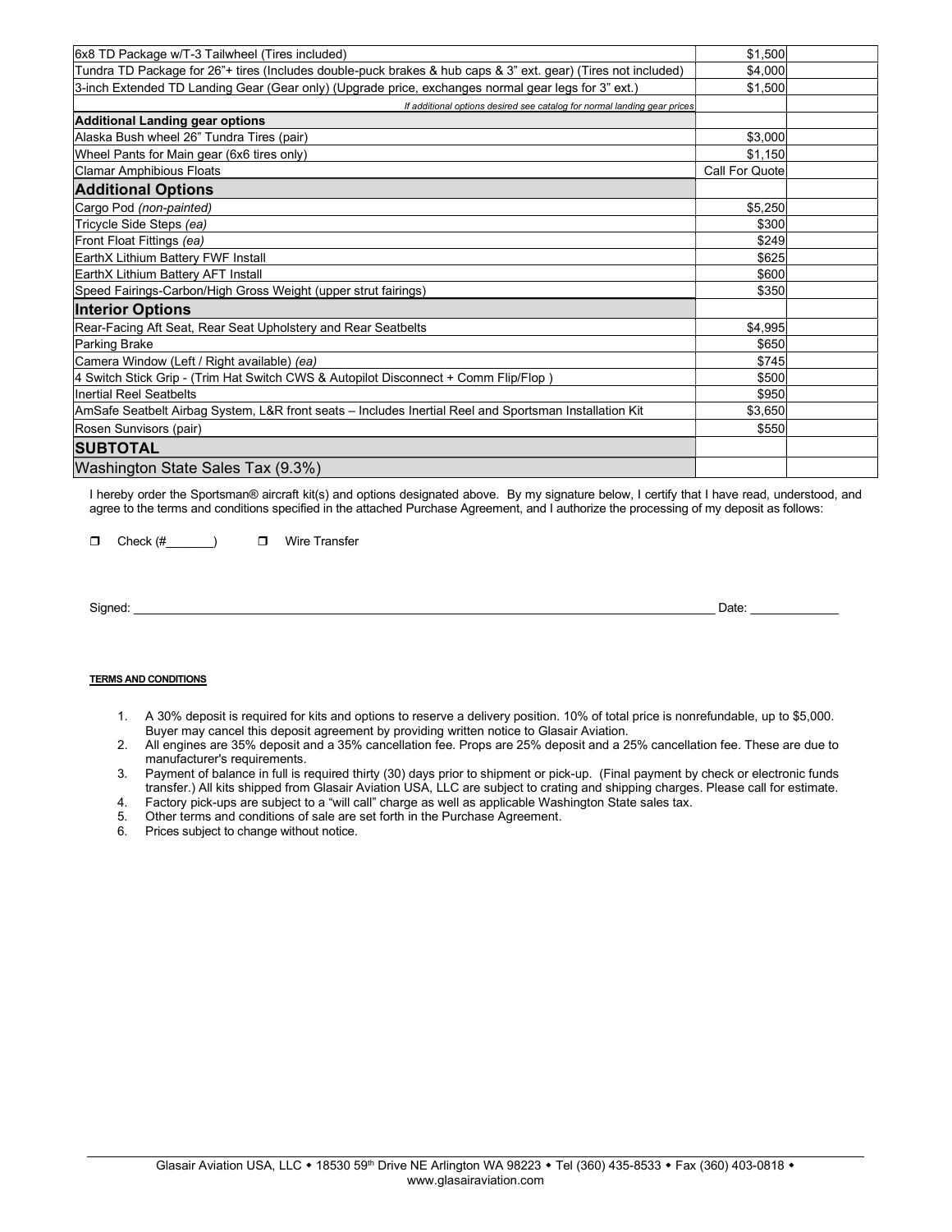| | | |
|---|---|---|
| 6x8 TD Package w/T-3 Tailwheel (Tires included) | $1,500 | |
| Tundra TD Package for 26"+ tires (Includes double-puck brakes & hub caps & 3" ext. gear) (Tires not included) | $4,000 | |
| 3-inch Extended TD Landing Gear (Gear only) (Upgrade price, exchanges normal gear legs for 3" ext.) | $1,500 | |
| *If additional options desired see catalog for normal landing gear prices* | | |
| **Additional Landing gear options** | | |
| Alaska Bush wheel 26" Tundra Tires (pair) | $3,000 | |
| Wheel Pants for Main gear (6x6 tires only) | $1,150 | |
| Clamar Amphibious Floats | Call For Quote | |
| **Additional Options** | | |
| Cargo Pod *(non-painted)* | $5,250 | |
| Tricycle Side Steps *(ea)* | $300 | |
| Front Float Fittings *(ea)* | $249 | |
| EarthX Lithium Battery FWF Install | $625 | |
| EarthX Lithium Battery AFT Install | $600 | |
| Speed Fairings-Carbon/High Gross Weight (upper strut fairings) | $350 | |
| **Interior Options** | | |
| Rear-Facing Aft Seat, Rear Seat Upholstery and Rear Seatbelts | $4,995 | |
| Parking Brake | $650 | |
| Camera Window (Left / Right available) *(ea)* | $745 | |
| 4 Switch Stick Grip - (Trim Hat Switch CWS & Autopilot Disconnect + Comm Flip/Flop ) | $500 | |
| Inertial Reel Seatbelts | $950 | |
| AmSafe Seatbelt Airbag System, L&R front seats – Includes Inertial Reel and Sportsman Installation Kit | $3,650 | |
| Rosen Sunvisors (pair) | $550 | |
| **SUBTOTAL** | | |
| Washington State Sales Tax (9.3%) | | |

I hereby order the Sportsman® aircraft kit(s) and options designated above. By my signature below, I certify that I have read, understood, and agree to the terms and conditions specified in the attached Purchase Agreement, and I authorize the processing of my deposit as follows:

❒ Check (#_______) ❒ Wire Transfer

Signed: ______________________________________________________________ Date: _____________

**TERMS AND CONDITIONS**

1. A 30% deposit is required for kits and options to reserve a delivery position. 10% of total price is nonrefundable, up to $5,000. Buyer may cancel this deposit agreement by providing written notice to Glasair Aviation.
2. All engines are 35% deposit and a 35% cancellation fee. Props are 25% deposit and a 25% cancellation fee. These are due to manufacturer's requirements.
3. Payment of balance in full is required thirty (30) days prior to shipment or pick-up. (Final payment by check or electronic funds transfer.) All kits shipped from Glasair Aviation USA, LLC are subject to crating and shipping charges. Please call for estimate.
4. Factory pick-ups are subject to a "will call" charge as well as applicable Washington State sales tax.
5. Other terms and conditions of sale are set forth in the Purchase Agreement.
6. Prices subject to change without notice.

Glasair Aviation USA, LLC ◆ 18530 59th Drive NE Arlington WA 98223 ◆ Tel (360) 435-8533 ◆ Fax (360) 403-0818 ◆ www.glasairaviation.com